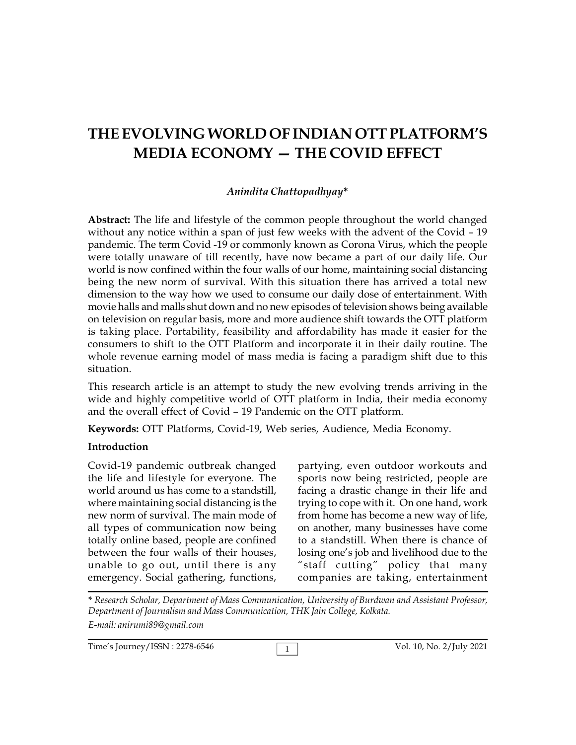# THE EVOLVING WORLD OF INDIAN OTT PLATFORM'S MEDIA ECONOMY — THE COVID EFFECT

*Anindita Chattopadhyay**

**Abstract:** The life and lifestyle of the common people throughout the world changed without any notice within a span of just few weeks with the advent of the Covid – 19 pandemic. The term Covid -19 or commonly known as Corona Virus, which the people were totally unaware of till recently, have now became a part of our daily life. Our world is now confined within the four walls of our home, maintaining social distancing being the new norm of survival. With this situation there has arrived a total new dimension to the way how we used to consume our daily dose of entertainment. With movie halls and malls shut down and no new episodes of television shows being available on television on regular basis, more and more audience shift towards the OTT platform is taking place. Portability, feasibility and affordability has made it easier for the consumers to shift to the OTT Platform and incorporate it in their daily routine. The whole revenue earning model of mass media is facing a paradigm shift due to this situation.

This research article is an attempt to study the new evolving trends arriving in the wide and highly competitive world of OTT platform in India, their media economy and the overall effect of Covid – 19 Pandemic on the OTT platform.

**Keywords:** OTT Platforms, Covid-19, Web series, Audience, Media Economy.

**Introduction**

Covid-19 pandemic outbreak changed the life and lifestyle for everyone. The world around us has come to a standstill, where maintaining social distancing is the new norm of survival. The main mode of all types of communication now being totally online based, people are confined between the four walls of their houses, unable to go out, until there is any emergency. Social gathering, functions, partying, even outdoor workouts and sports now being restricted, people are facing a drastic change in their life and trying to cope with it. On one hand, work from home has become a new way of life, on another, many businesses have come to a standstill. When there is chance of losing one's job and livelihood due to the "staff cutting" policy that many companies are taking, entertainment

---

\* *Research Scholar, Department of Mass Communication, University of Burdwan and Assistant Professor, Department of Journalism and Mass Communication, THK Jain College, Kolkata.*

*E-mail: anirumi89@gmail.com*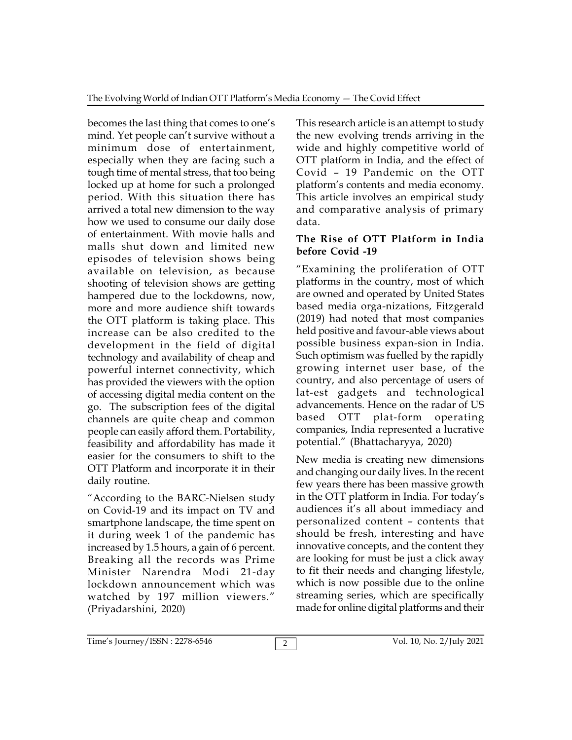becomes the last thing that comes to one's mind. Yet people can't survive without a minimum dose of entertainment, especially when they are facing such a tough time of mental stress, that too being locked up at home for such a prolonged period. With this situation there has arrived a total new dimension to the way how we used to consume our daily dose of entertainment. With movie halls and malls shut down and limited new episodes of television shows being available on television, as because shooting of television shows are getting hampered due to the lockdowns, now, more and more audience shift towards the OTT platform is taking place. This increase can be also credited to the development in the field of digital technology and availability of cheap and powerful internet connectivity, which has provided the viewers with the option of accessing digital media content on the go. The subscription fees of the digital channels are quite cheap and common people can easily afford them. Portability, feasibility and affordability has made it easier for the consumers to shift to the OTT Platform and incorporate it in their daily routine.

"According to the BARC-Nielsen study on Covid-19 and its impact on TV and smartphone landscape, the time spent on it during week 1 of the pandemic has increased by 1.5 hours, a gain of 6 percent. Breaking all the records was Prime Minister Narendra Modi 21-day lockdown announcement which was watched by 197 million viewers." (Priyadarshini, 2020)

This research article is an attempt to study the new evolving trends arriving in the wide and highly competitive world of OTT platform in India, and the effect of Covid – 19 Pandemic on the OTT platform's contents and media economy. This article involves an empirical study and comparative analysis of primary data.

## The Rise of OTT Platform in India before Covid -19

"Examining the proliferation of OTT platforms in the country, most of which are owned and operated by United States based media orga-nizations, Fitzgerald (2019) had noted that most companies held positive and favour-able views about possible business expan-sion in India. Such optimism was fuelled by the rapidly growing internet user base, of the country, and also percentage of users of lat-est gadgets and technological advancements. Hence on the radar of US based OTT plat-form operating companies, India represented a lucrative potential." (Bhattacharyya, 2020)

New media is creating new dimensions and changing our daily lives. In the recent few years there has been massive growth in the OTT platform in India. For today's audiences it's all about immediacy and personalized content – contents that should be fresh, interesting and have innovative concepts, and the content they are looking for must be just a click away to fit their needs and changing lifestyle, which is now possible due to the online streaming series, which are specifically made for online digital platforms and their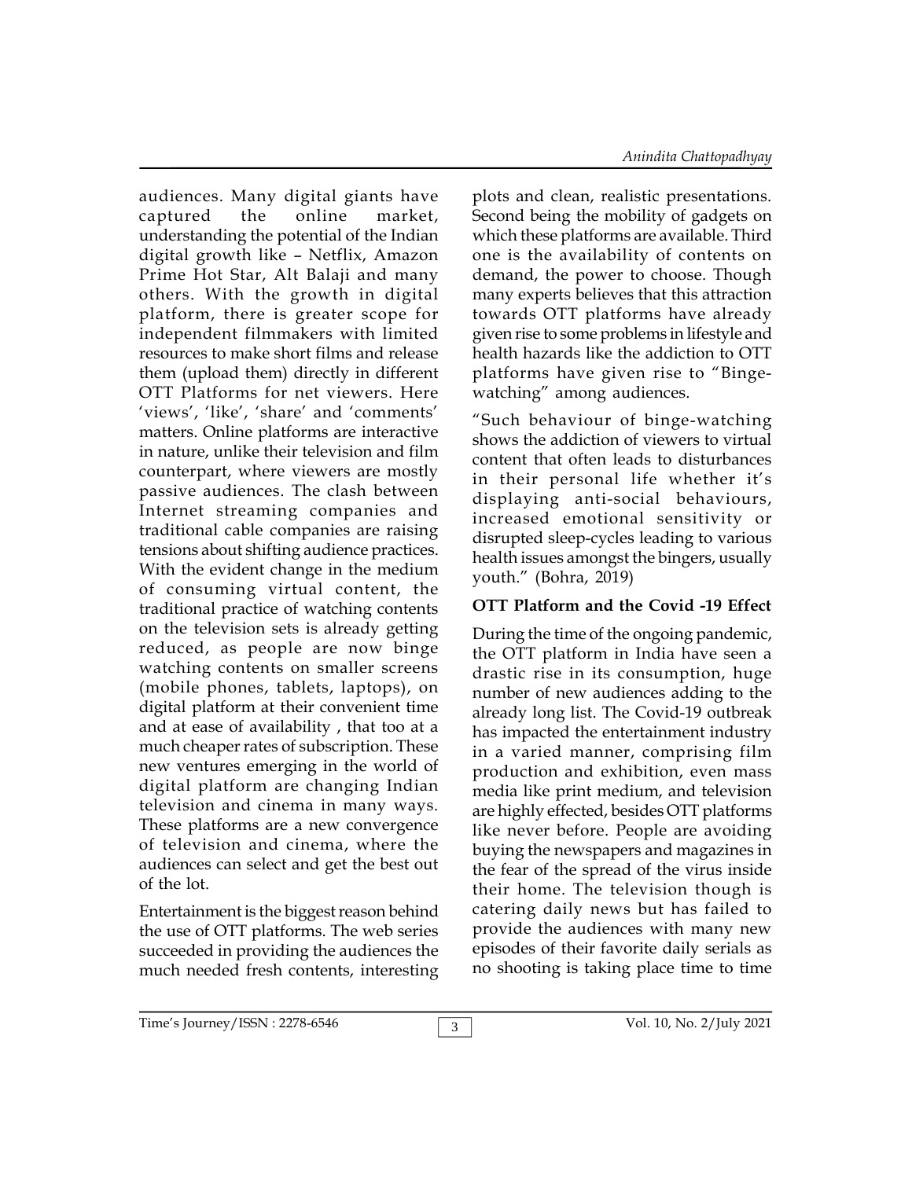audiences. Many digital giants have captured the online market, understanding the potential of the Indian digital growth like – Netflix, Amazon Prime Hot Star, Alt Balaji and many others. With the growth in digital platform, there is greater scope for independent filmmakers with limited resources to make short films and release them (upload them) directly in different OTT Platforms for net viewers. Here 'views', 'like', 'share' and 'comments' matters. Online platforms are interactive in nature, unlike their television and film counterpart, where viewers are mostly passive audiences. The clash between Internet streaming companies and traditional cable companies are raising tensions about shifting audience practices. With the evident change in the medium of consuming virtual content, the traditional practice of watching contents on the television sets is already getting reduced, as people are now binge watching contents on smaller screens (mobile phones, tablets, laptops), on digital platform at their convenient time and at ease of availability , that too at a much cheaper rates of subscription. These new ventures emerging in the world of digital platform are changing Indian television and cinema in many ways. These platforms are a new convergence of television and cinema, where the audiences can select and get the best out of the lot.

Entertainment is the biggest reason behind the use of OTT platforms. The web series succeeded in providing the audiences the much needed fresh contents, interesting plots and clean, realistic presentations. Second being the mobility of gadgets on which these platforms are available. Third one is the availability of contents on demand, the power to choose. Though many experts believes that this attraction towards OTT platforms have already given rise to some problems in lifestyle and health hazards like the addiction to OTT platforms have given rise to "Binge-watching" among audiences.

"Such behaviour of binge-watching shows the addiction of viewers to virtual content that often leads to disturbances in their personal life whether it's displaying anti-social behaviours, increased emotional sensitivity or disrupted sleep-cycles leading to various health issues amongst the bingers, usually youth." (Bohra, 2019)

**OTT Platform and the Covid -19 Effect**

During the time of the ongoing pandemic, the OTT platform in India have seen a drastic rise in its consumption, huge number of new audiences adding to the already long list. The Covid-19 outbreak has impacted the entertainment industry in a varied manner, comprising film production and exhibition, even mass media like print medium, and television are highly effected, besides OTT platforms like never before. People are avoiding buying the newspapers and magazines in the fear of the spread of the virus inside their home. The television though is catering daily news but has failed to provide the audiences with many new episodes of their favorite daily serials as no shooting is taking place time to time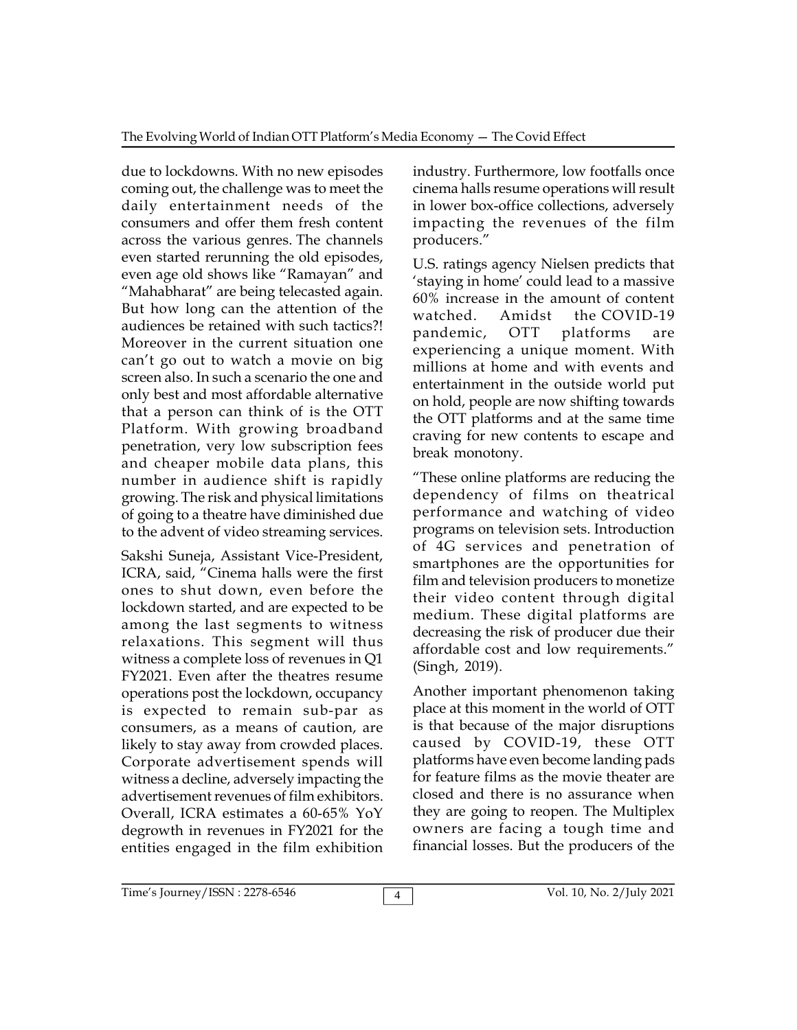due to lockdowns. With no new episodes coming out, the challenge was to meet the daily entertainment needs of the consumers and offer them fresh content across the various genres. The channels even started rerunning the old episodes, even age old shows like "Ramayan" and "Mahabharat" are being telecasted again. But how long can the attention of the audiences be retained with such tactics?! Moreover in the current situation one can't go out to watch a movie on big screen also. In such a scenario the one and only best and most affordable alternative that a person can think of is the OTT Platform. With growing broadband penetration, very low subscription fees and cheaper mobile data plans, this number in audience shift is rapidly growing. The risk and physical limitations of going to a theatre have diminished due to the advent of video streaming services.

Sakshi Suneja, Assistant Vice-President, ICRA, said, "Cinema halls were the first ones to shut down, even before the lockdown started, and are expected to be among the last segments to witness relaxations. This segment will thus witness a complete loss of revenues in Q1 FY2021. Even after the theatres resume operations post the lockdown, occupancy is expected to remain sub-par as consumers, as a means of caution, are likely to stay away from crowded places. Corporate advertisement spends will witness a decline, adversely impacting the advertisement revenues of film exhibitors. Overall, ICRA estimates a 60-65% YoY degrowth in revenues in FY2021 for the entities engaged in the film exhibition industry. Furthermore, low footfalls once cinema halls resume operations will result in lower box-office collections, adversely impacting the revenues of the film producers."

U.S. ratings agency Nielsen predicts that 'staying in home' could lead to a massive 60% increase in the amount of content watched. Amidst the COVID-19 pandemic, OTT platforms are experiencing a unique moment. With millions at home and with events and entertainment in the outside world put on hold, people are now shifting towards the OTT platforms and at the same time craving for new contents to escape and break monotony.

"These online platforms are reducing the dependency of films on theatrical performance and watching of video programs on television sets. Introduction of 4G services and penetration of smartphones are the opportunities for film and television producers to monetize their video content through digital medium. These digital platforms are decreasing the risk of producer due their affordable cost and low requirements." (Singh, 2019).

Another important phenomenon taking place at this moment in the world of OTT is that because of the major disruptions caused by COVID-19, these OTT platforms have even become landing pads for feature films as the movie theater are closed and there is no assurance when they are going to reopen. The Multiplex owners are facing a tough time and financial losses. But the producers of the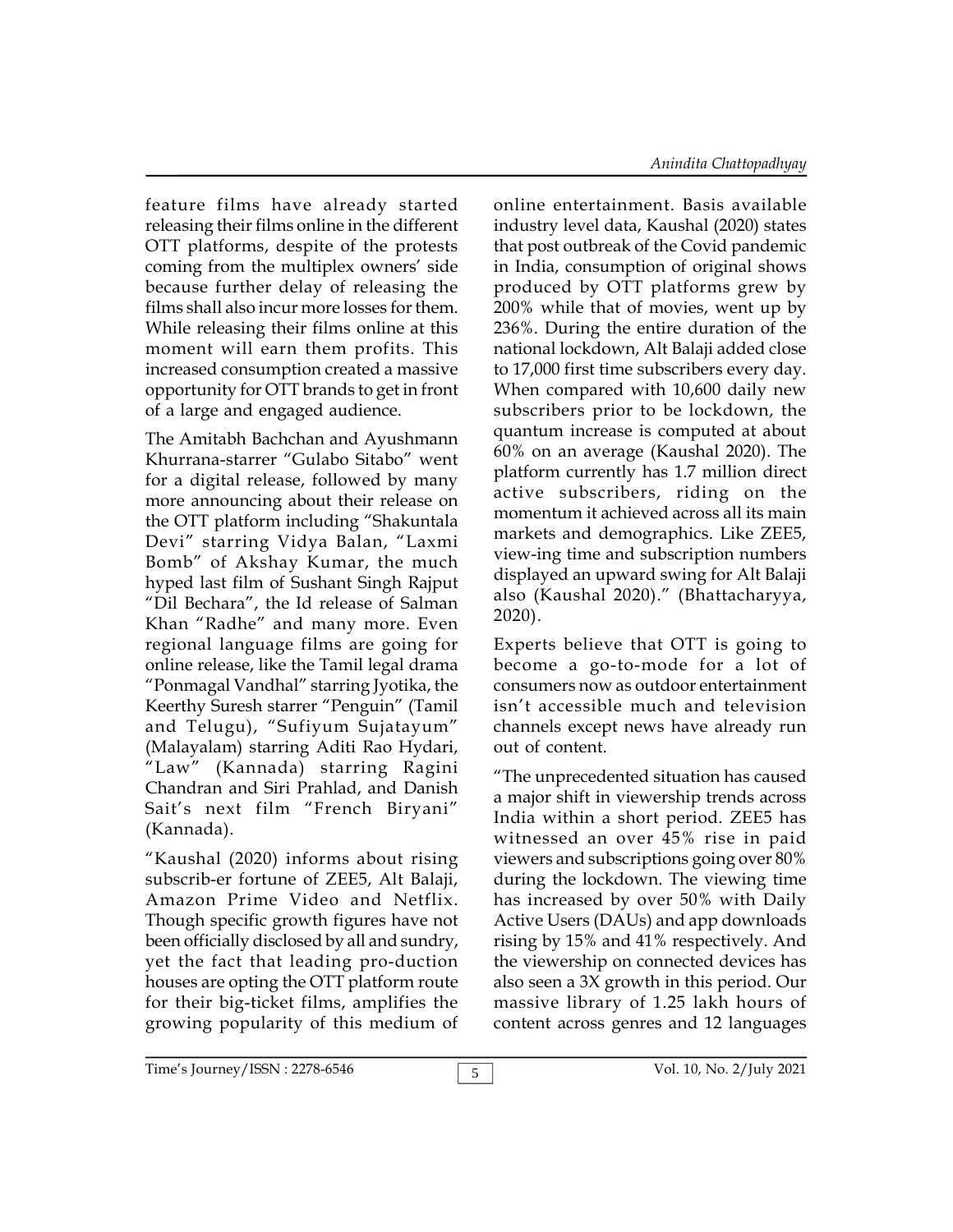feature films have already started releasing their films online in the different OTT platforms, despite of the protests coming from the multiplex owners' side because further delay of releasing the films shall also incur more losses for them. While releasing their films online at this moment will earn them profits. This increased consumption created a massive opportunity for OTT brands to get in front of a large and engaged audience.

The Amitabh Bachchan and Ayushmann Khurrana-starrer "Gulabo Sitabo" went for a digital release, followed by many more announcing about their release on the OTT platform including "Shakuntala Devi" starring Vidya Balan, "Laxmi Bomb" of Akshay Kumar, the much hyped last film of Sushant Singh Rajput "Dil Bechara", the Id release of Salman Khan "Radhe" and many more. Even regional language films are going for online release, like the Tamil legal drama "Ponmagal Vandhal" starring Jyotika, the Keerthy Suresh starrer "Penguin" (Tamil and Telugu), "Sufiyum Sujatayum" (Malayalam) starring Aditi Rao Hydari, "Law" (Kannada) starring Ragini Chandran and Siri Prahlad, and Danish Sait's next film "French Biryani" (Kannada).

"Kaushal (2020) informs about rising subscrib-er fortune of ZEE5, Alt Balaji, Amazon Prime Video and Netflix. Though specific growth figures have not been officially disclosed by all and sundry, yet the fact that leading pro-duction houses are opting the OTT platform route for their big-ticket films, amplifies the growing popularity of this medium of online entertainment. Basis available industry level data, Kaushal (2020) states that post outbreak of the Covid pandemic in India, consumption of original shows produced by OTT platforms grew by 200% while that of movies, went up by 236%. During the entire duration of the national lockdown, Alt Balaji added close to 17,000 first time subscribers every day. When compared with 10,600 daily new subscribers prior to be lockdown, the quantum increase is computed at about 60% on an average (Kaushal 2020). The platform currently has 1.7 million direct active subscribers, riding on the momentum it achieved across all its main markets and demographics. Like ZEE5, view-ing time and subscription numbers displayed an upward swing for Alt Balaji also (Kaushal 2020)." (Bhattacharyya, 2020).

Experts believe that OTT is going to become a go-to-mode for a lot of consumers now as outdoor entertainment isn't accessible much and television channels except news have already run out of content.

"The unprecedented situation has caused a major shift in viewership trends across India within a short period. ZEE5 has witnessed an over 45% rise in paid viewers and subscriptions going over 80% during the lockdown. The viewing time has increased by over 50% with Daily Active Users (DAUs) and app downloads rising by 15% and 41% respectively. And the viewership on connected devices has also seen a 3X growth in this period. Our massive library of 1.25 lakh hours of content across genres and 12 languages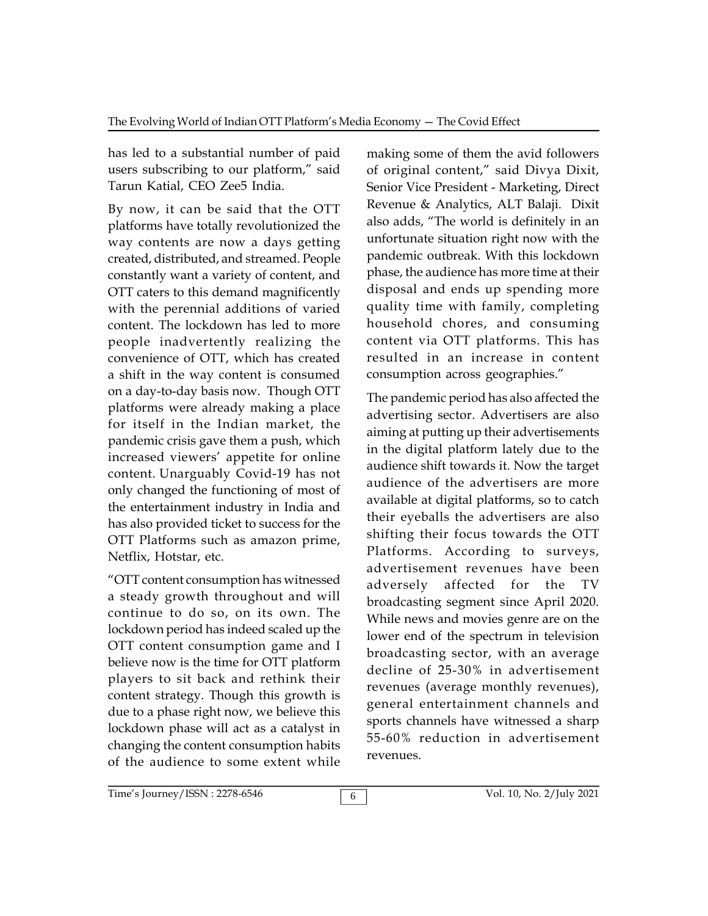has led to a substantial number of paid users subscribing to our platform," said Tarun Katial, CEO Zee5 India.

By now, it can be said that the OTT platforms have totally revolutionized the way contents are now a days getting created, distributed, and streamed. People constantly want a variety of content, and OTT caters to this demand magnificently with the perennial additions of varied content. The lockdown has led to more people inadvertently realizing the convenience of OTT, which has created a shift in the way content is consumed on a day-to-day basis now. Though OTT platforms were already making a place for itself in the Indian market, the pandemic crisis gave them a push, which increased viewers' appetite for online content. Unarguably Covid-19 has not only changed the functioning of most of the entertainment industry in India and has also provided ticket to success for the OTT Platforms such as amazon prime, Netflix, Hotstar, etc.

"OTT content consumption has witnessed a steady growth throughout and will continue to do so, on its own. The lockdown period has indeed scaled up the OTT content consumption game and I believe now is the time for OTT platform players to sit back and rethink their content strategy. Though this growth is due to a phase right now, we believe this lockdown phase will act as a catalyst in changing the content consumption habits of the audience to some extent while making some of them the avid followers of original content," said Divya Dixit, Senior Vice President - Marketing, Direct Revenue & Analytics, ALT Balaji. Dixit also adds, "The world is definitely in an unfortunate situation right now with the pandemic outbreak. With this lockdown phase, the audience has more time at their disposal and ends up spending more quality time with family, completing household chores, and consuming content via OTT platforms. This has resulted in an increase in content consumption across geographies."

The pandemic period has also affected the advertising sector. Advertisers are also aiming at putting up their advertisements in the digital platform lately due to the audience shift towards it. Now the target audience of the advertisers are more available at digital platforms, so to catch their eyeballs the advertisers are also shifting their focus towards the OTT Platforms. According to surveys, advertisement revenues have been adversely affected for the TV broadcasting segment since April 2020. While news and movies genre are on the lower end of the spectrum in television broadcasting sector, with an average decline of 25-30% in advertisement revenues (average monthly revenues), general entertainment channels and sports channels have witnessed a sharp 55-60% reduction in advertisement revenues.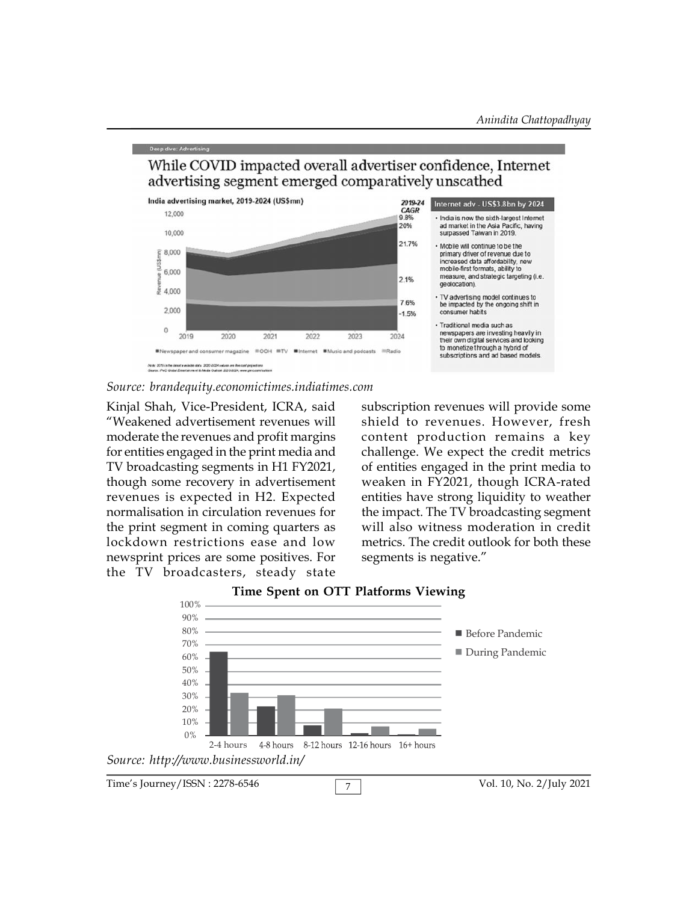Deep dive: Advertising

While COVID impacted overall advertiser confidence, Internet advertising segment emerged comparatively unscathed

India advertising market, 2019-2024 (US$mn)

| | 2019-24 CAGR |
|---|---|
| | 9.8% |
| | 20% |
| | 21.7% |
| | 2.1% |
| | 7.6% |
| | -1.5% |

■Newspaper and consumer magazine ■OOH ■TV ■Internet ■Music and podcasts ■Radio

Internet adv - US$3.8bn by 2024

- India is now the sixth-largest Internet ad market in the Asia Pacific, having surpassed Taiwan in 2019.
- Mobile will continue to be the primary driver of revenue due to increased data affordability, new mobile-first formats, ability to measure, and strategic targeting (i.e. geolocation).
- TV advertising model continues to be impacted by the ongoing shift in consumer habits
- Traditional media such as newspapers are investing heavily in their own digital services and looking to monetize through a hybrid of subscriptions and ad based models.

*Source: brandequity.economictimes.indiatimes.com*

Kinjal Shah, Vice-President, ICRA, said "Weakened advertisement revenues will moderate the revenues and profit margins for entities engaged in the print media and TV broadcasting segments in H1 FY2021, though some recovery in advertisement revenues is expected in H2. Expected normalisation in circulation revenues for the print segment in coming quarters as lockdown restrictions ease and low newsprint prices are some positives. For the TV broadcasters, steady state subscription revenues will provide some shield to revenues. However, fresh content production remains a key challenge. We expect the credit metrics of entities engaged in the print media to weaken in FY2021, though ICRA-rated entities have strong liquidity to weather the impact. The TV broadcasting segment will also witness moderation in credit metrics. The credit outlook for both these segments is negative."

**Time Spent on OTT Platforms Viewing**

■ Before Pandemic
■ During Pandemic

2-4 hours | 4-8 hours | 8-12 hours | 12-16 hours | 16+ hours

*Source: http://www.businessworld.in/*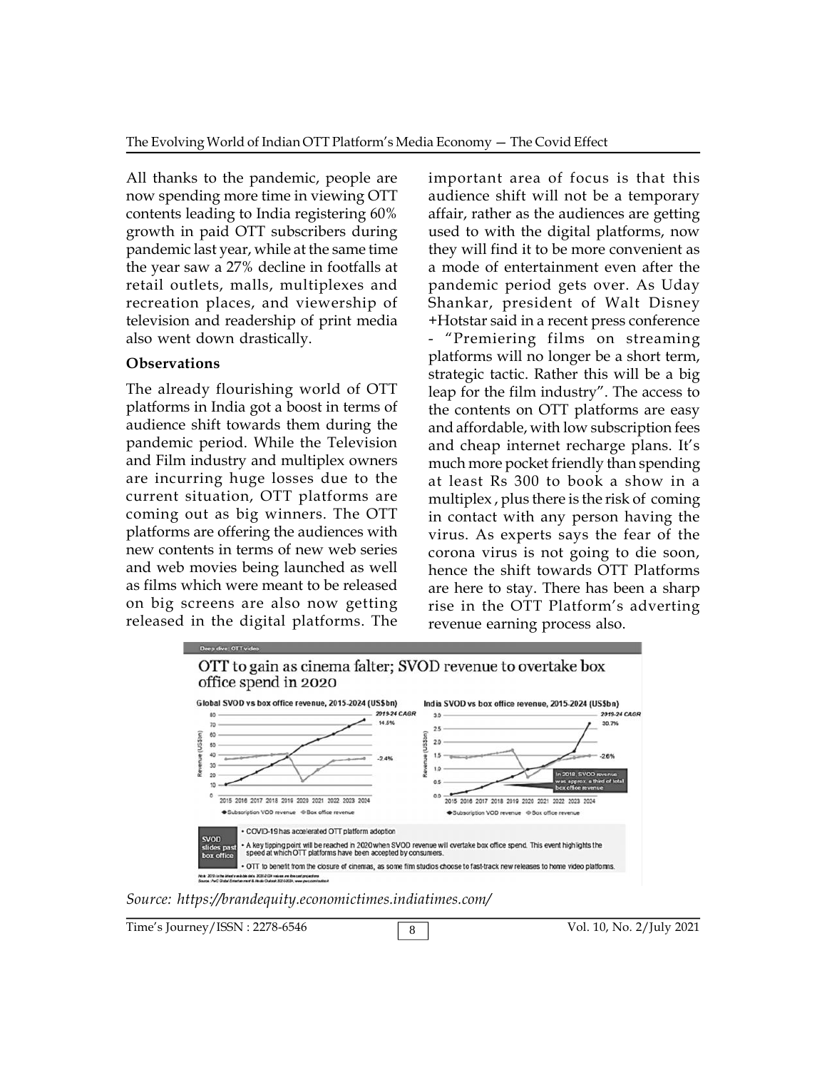All thanks to the pandemic, people are now spending more time in viewing OTT contents leading to India registering 60% growth in paid OTT subscribers during pandemic last year, while at the same time the year saw a 27% decline in footfalls at retail outlets, malls, multiplexes and recreation places, and viewership of television and readership of print media also went down drastically.

### Observations

The already flourishing world of OTT platforms in India got a boost in terms of audience shift towards them during the pandemic period. While the Television and Film industry and multiplex owners are incurring huge losses due to the current situation, OTT platforms are coming out as big winners. The OTT platforms are offering the audiences with new contents in terms of new web series and web movies being launched as well as films which were meant to be released on big screens are also now getting released in the digital platforms. The important area of focus is that this audience shift will not be a temporary affair, rather as the audiences are getting used to with the digital platforms, now they will find it to be more convenient as a mode of entertainment even after the pandemic period gets over. As Uday Shankar, president of Walt Disney +Hotstar said in a recent press conference - "Premiering films on streaming platforms will no longer be a short term, strategic tactic. Rather this will be a big leap for the film industry". The access to the contents on OTT platforms are easy and affordable, with low subscription fees and cheap internet recharge plans. It's much more pocket friendly than spending at least Rs 300 to book a show in a multiplex , plus there is the risk of coming in contact with any person having the virus. As experts says the fear of the corona virus is not going to die soon, hence the shift towards OTT Platforms are here to stay. There has been a sharp rise in the OTT Platform's adverting revenue earning process also.

**OTT to gain as cinema falter; SVOD revenue to overtake box office spend in 2020**

Global SVOD vs box office revenue, 2015-2024 (US$bn) | India SVOD vs box office revenue, 2015-2024 (US$bn)

**SVOD slides past box office**

- COVID-19 has accelerated OTT platform adoption
- A key tipping point will be reached in 2020 when SVOD revenue will overtake box office spend. This event highlights the speed at which OTT platforms have been accepted by consumers.
- OTT to benefit from the closure of cinemas, as some film studios choose to fast-track new releases to home video platforms.

*Source: https://brandequity.economictimes.indiatimes.com/*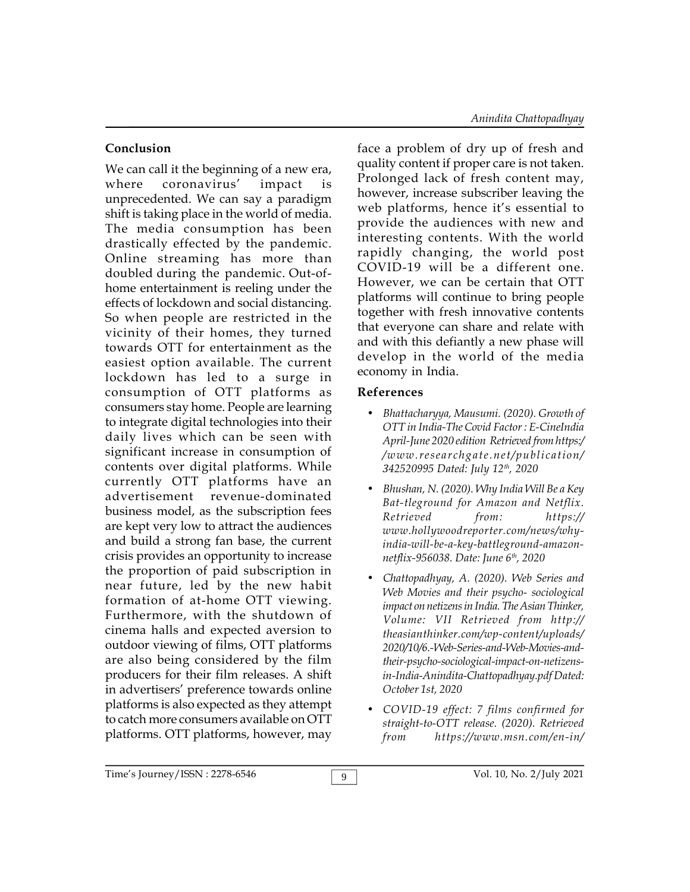## Conclusion

We can call it the beginning of a new era, where coronavirus' impact is unprecedented. We can say a paradigm shift is taking place in the world of media. The media consumption has been drastically effected by the pandemic. Online streaming has more than doubled during the pandemic. Out-of-home entertainment is reeling under the effects of lockdown and social distancing. So when people are restricted in the vicinity of their homes, they turned towards OTT for entertainment as the easiest option available. The current lockdown has led to a surge in consumption of OTT platforms as consumers stay home. People are learning to integrate digital technologies into their daily lives which can be seen with significant increase in consumption of contents over digital platforms. While currently OTT platforms have an advertisement revenue-dominated business model, as the subscription fees are kept very low to attract the audiences and build a strong fan base, the current crisis provides an opportunity to increase the proportion of paid subscription in near future, led by the new habit formation of at-home OTT viewing. Furthermore, with the shutdown of cinema halls and expected aversion to outdoor viewing of films, OTT platforms are also being considered by the film producers for their film releases. A shift in advertisers' preference towards online platforms is also expected as they attempt to catch more consumers available on OTT platforms. OTT platforms, however, may face a problem of dry up of fresh and quality content if proper care is not taken. Prolonged lack of fresh content may, however, increase subscriber leaving the web platforms, hence it's essential to provide the audiences with new and interesting contents. With the world rapidly changing, the world post COVID-19 will be a different one. However, we can be certain that OTT platforms will continue to bring people together with fresh innovative contents that everyone can share and relate with and with this defiantly a new phase will develop in the world of the media economy in India.

## References

- *Bhattacharyya, Mausumi. (2020). Growth of OTT in India-The Covid Factor : E-CineIndia April-June 2020 edition Retrieved from https://www.researchgate.net/publication/342520995 Dated: July 12th, 2020*
- *Bhushan, N. (2020). Why India Will Be a Key Bat-tleground for Amazon and Netflix. Retrieved from: https://www.hollywoodreporter.com/news/why-india-will-be-a-key-battleground-amazon-netflix-956038. Date: June 6th, 2020*
- *Chattopadhyay, A. (2020). Web Series and Web Movies and their psycho- sociological impact on netizens in India. The Asian Thinker, Volume: VII Retrieved from http://theasianthinker.com/wp-content/uploads/2020/10/6.-Web-Series-and-Web-Movies-and-their-psycho-sociological-impact-on-netizens-in-India-Anindita-Chattopadhyay.pdf Dated: October 1st, 2020*
- *COVID-19 effect: 7 films confirmed for straight-to-OTT release. (2020). Retrieved from https://www.msn.com/en-in/*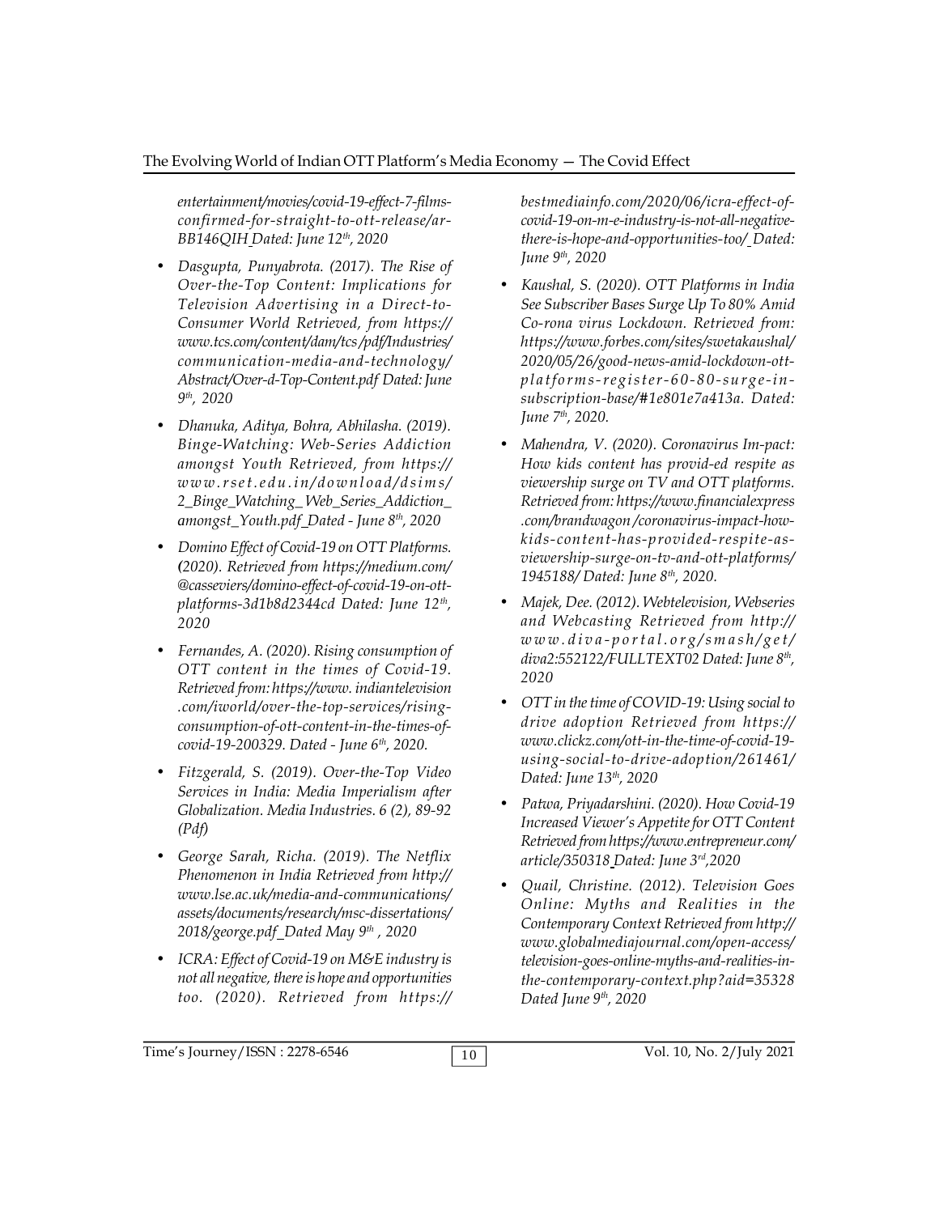*entertainment/movies/covid-19-effect-7-films-confirmed-for-straight-to-ott-release/ar-BB146QIH Dated: June 12th, 2020*

- *Dasgupta, Punyabrota. (2017). The Rise of Over-the-Top Content: Implications for Television Advertising in a Direct-to-Consumer World Retrieved, from https://www.tcs.com/content/dam/tcs/pdf/Industries/communication-media-and-technology/Abstract/Over-d-Top-Content.pdf Dated: June 9th, 2020*
- *Dhanuka, Aditya, Bohra, Abhilasha. (2019). Binge-Watching: Web-Series Addiction amongst Youth Retrieved, from https://www.rset.edu.in/download/dsims/2_Binge_Watching_Web_Series_Addiction_amongst_Youth.pdf_Dated - June 8th, 2020*
- *Domino Effect of Covid-19 on OTT Platforms. (2020). Retrieved from https://medium.com/@casseviers/domino-effect-of-covid-19-on-ott-platforms-3d1b8d2344cd Dated: June 12th, 2020*
- *Fernandes, A. (2020). Rising consumption of OTT content in the times of Covid-19. Retrieved from: https://www. indiantelevision .com/iworld/over-the-top-services/rising-consumption-of-ott-content-in-the-times-of-covid-19-200329. Dated - June 6th, 2020.*
- *Fitzgerald, S. (2019). Over-the-Top Video Services in India: Media Imperialism after Globalization. Media Industries. 6 (2), 89-92 (Pdf)*
- *George Sarah, Richa. (2019). The Netflix Phenomenon in India Retrieved from http://www.lse.ac.uk/media-and-communications/assets/documents/research/msc-dissertations/2018/george.pdf_Dated May 9th , 2020*
- *ICRA: Effect of Covid-19 on M&E industry is not all negative, there is hope and opportunities too. (2020). Retrieved from https://bestmediainfo.com/2020/06/icra-effect-of-covid-19-on-m-e-industry-is-not-all-negative-there-is-hope-and-opportunities-too/ Dated: June 9th, 2020*
- *Kaushal, S. (2020). OTT Platforms in India See Subscriber Bases Surge Up To 80% Amid Co-rona virus Lockdown. Retrieved from: https://www.forbes.com/sites/swetakaushal/2020/05/26/good-news-amid-lockdown-ott-platforms-register-60-80-surge-in-subscription-base/#1e801e7a413a. Dated: June 7th, 2020.*
- *Mahendra, V. (2020). Coronavirus Im-pact: How kids content has provid-ed respite as viewership surge on TV and OTT platforms. Retrieved from: https://www.financialexpress .com/brandwagon /coronavirus-impact-how-kids-content-has-provided-respite-as-viewership-surge-on-tv-and-ott-platforms/1945188/ Dated: June 8th, 2020.*
- *Majek, Dee. (2012). Webtelevision, Webseries and Webcasting Retrieved from http://www.diva-portal.org/smash/get/diva2:552122/FULLTEXT02 Dated: June 8th, 2020*
- *OTT in the time of COVID-19: Using social to drive adoption Retrieved from https://www.clickz.com/ott-in-the-time-of-covid-19-using-social-to-drive-adoption/261461/ Dated: June 13th, 2020*
- *Patwa, Priyadarshini. (2020). How Covid-19 Increased Viewer's Appetite for OTT Content Retrieved from https://www.entrepreneur.com/article/350318 Dated: June 3rd,2020*
- *Quail, Christine. (2012). Television Goes Online: Myths and Realities in the Contemporary Context Retrieved from http://www.globalmediajournal.com/open-access/television-goes-online-myths-and-realities-in-the-contemporary-context.php?aid=35328 Dated June 9th, 2020*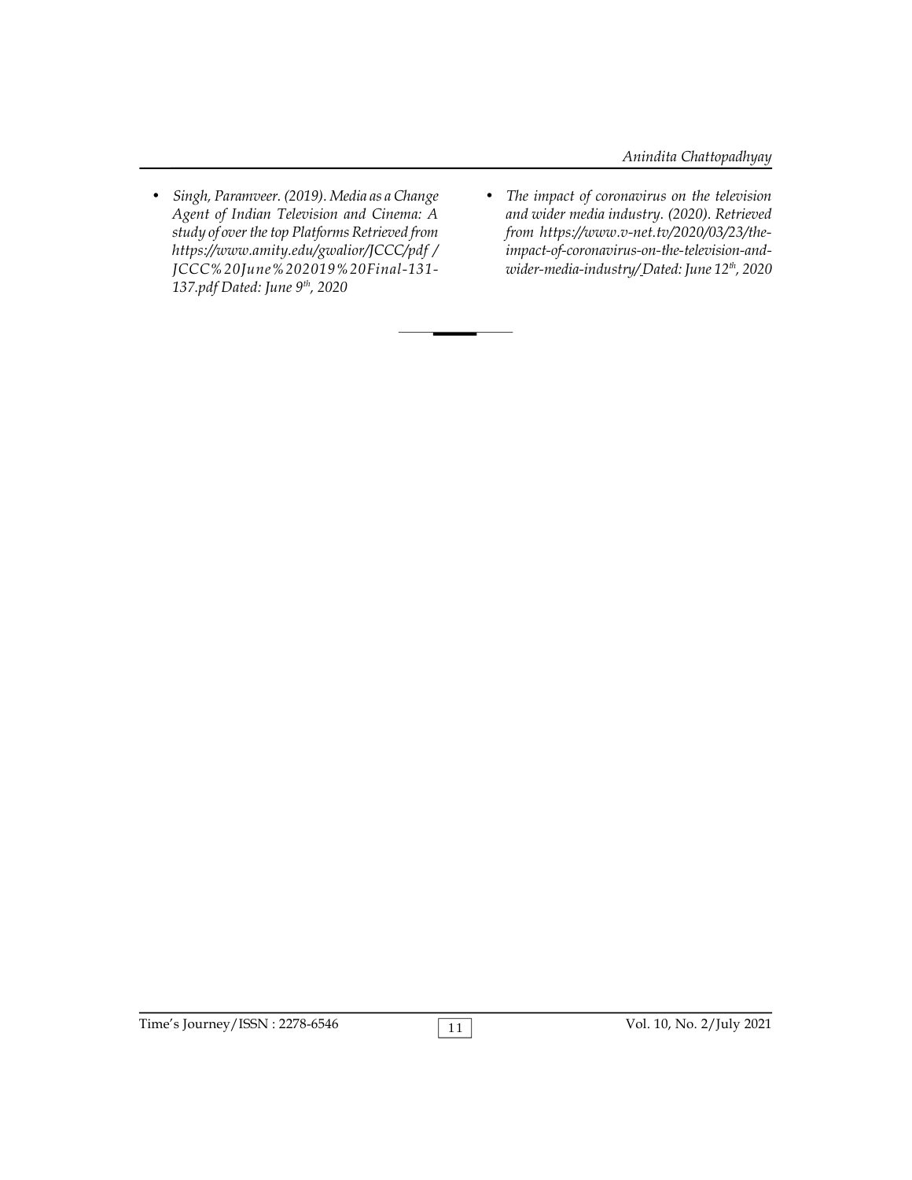- *Singh, Paramveer. (2019). Media as a Change Agent of Indian Television and Cinema: A study of over the top Platforms Retrieved from https://www.amity.edu/gwalior/JCCC/pdf / JCCC%20June%202019%20Final-131-137.pdf Dated: June 9th, 2020*
- *The impact of coronavirus on the television and wider media industry. (2020). Retrieved from https://www.v-net.tv/2020/03/23/the-impact-of-coronavirus-on-the-television-and-wider-media-industry/ Dated: June 12th, 2020*